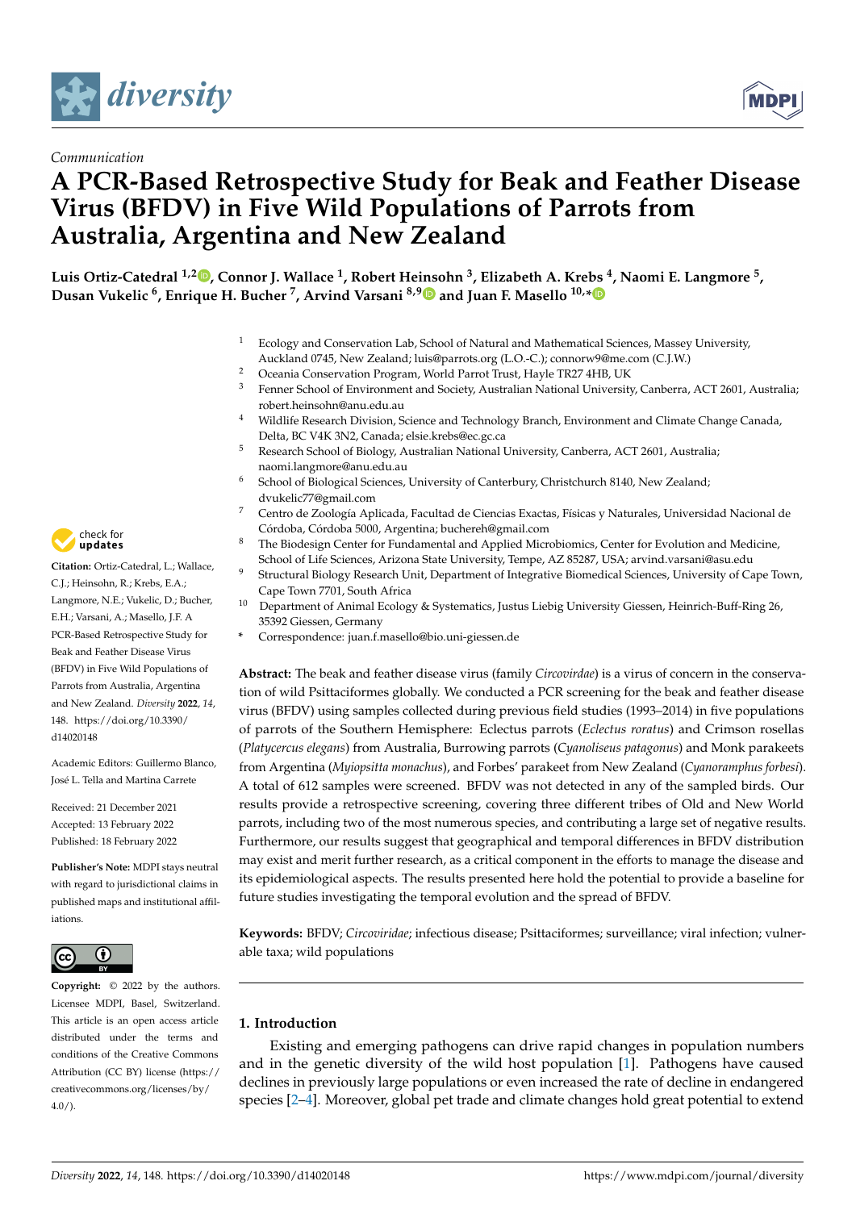*Communication*

# A PCR-Based Retrospective Study for Beak and Feather Disease Virus (BFDV) in Five Wild Populations of Parrots from Australia, Argentina and New Zealand

**Luis Ortiz-Catedral [1,2], Connor J. Wallace [1], Robert Heinsohn [3], Elizabeth A. Krebs [4], Naomi E. Langmore [5], Dusan Vukelic [6], Enrique H. Bucher [7], Arvind Varsani [8,9] and Juan F. Masello [10,*]**

1. Ecology and Conservation Lab, School of Natural and Mathematical Sciences, Massey University, Auckland 0745, New Zealand; luis@parrots.org (L.O.-C.); connorw9@me.com (C.J.W.)
2. Oceania Conservation Program, World Parrot Trust, Hayle TR27 4HB, UK
3. Fenner School of Environment and Society, Australian National University, Canberra, ACT 2601, Australia; robert.heinsohn@anu.edu.au
4. Wildlife Research Division, Science and Technology Branch, Environment and Climate Change Canada, Delta, BC V4K 3N2, Canada; elsie.krebs@ec.gc.ca
5. Research School of Biology, Australian National University, Canberra, ACT 2601, Australia; naomi.langmore@anu.edu.au
6. School of Biological Sciences, University of Canterbury, Christchurch 8140, New Zealand; dvukelic77@gmail.com
7. Centro de Zoología Aplicada, Facultad de Ciencias Exactas, Físicas y Naturales, Universidad Nacional de Córdoba, Córdoba 5000, Argentina; buchereh@gmail.com
8. The Biodesign Center for Fundamental and Applied Microbiomics, Center for Evolution and Medicine, School of Life Sciences, Arizona State University, Tempe, AZ 85287, USA; arvind.varsani@asu.edu
9. Structural Biology Research Unit, Department of Integrative Biomedical Sciences, University of Cape Town, Cape Town 7701, South Africa
10. Department of Animal Ecology & Systematics, Justus Liebig University Giessen, Heinrich-Buff-Ring 26, 35392 Giessen, Germany

\* Correspondence: juan.f.masello@bio.uni-giessen.de

**Citation:** Ortiz-Catedral, L.; Wallace, C.J.; Heinsohn, R.; Krebs, E.A.; Langmore, N.E.; Vukelic, D.; Bucher, E.H.; Varsani, A.; Masello, J.F. A PCR-Based Retrospective Study for Beak and Feather Disease Virus (BFDV) in Five Wild Populations of Parrots from Australia, Argentina and New Zealand. *Diversity* **2022**, *14*, 148. https://doi.org/10.3390/d14020148

Academic Editors: Guillermo Blanco, José L. Tella and Martina Carrete

Received: 21 December 2021
Accepted: 13 February 2022
Published: 18 February 2022

**Publisher's Note:** MDPI stays neutral with regard to jurisdictional claims in published maps and institutional affiliations.

**Copyright:** © 2022 by the authors. Licensee MDPI, Basel, Switzerland. This article is an open access article distributed under the terms and conditions of the Creative Commons Attribution (CC BY) license (https://creativecommons.org/licenses/by/4.0/).

**Abstract:** The beak and feather disease virus (family *Circovirdae*) is a virus of concern in the conservation of wild Psittaciformes globally. We conducted a PCR screening for the beak and feather disease virus (BFDV) using samples collected during previous field studies (1993–2014) in five populations of parrots of the Southern Hemisphere: Eclectus parrots (*Eclectus roratus*) and Crimson rosellas (*Platycercus elegans*) from Australia, Burrowing parrots (*Cyanoliseus patagonus*) and Monk parakeets from Argentina (*Myiopsitta monachus*), and Forbes' parakeet from New Zealand (*Cyanoramphus forbesi*). A total of 612 samples were screened. BFDV was not detected in any of the sampled birds. Our results provide a retrospective screening, covering three different tribes of Old and New World parrots, including two of the most numerous species, and contributing a large set of negative results. Furthermore, our results suggest that geographical and temporal differences in BFDV distribution may exist and merit further research, as a critical component in the efforts to manage the disease and its epidemiological aspects. The results presented here hold the potential to provide a baseline for future studies investigating the temporal evolution and the spread of BFDV.

**Keywords:** BFDV; *Circoviridae*; infectious disease; Psittaciformes; surveillance; viral infection; vulnerable taxa; wild populations

## 1. Introduction

Existing and emerging pathogens can drive rapid changes in population numbers and in the genetic diversity of the wild host population [1]. Pathogens have caused declines in previously large populations or even increased the rate of decline in endangered species [2–4]. Moreover, global pet trade and climate changes hold great potential to extend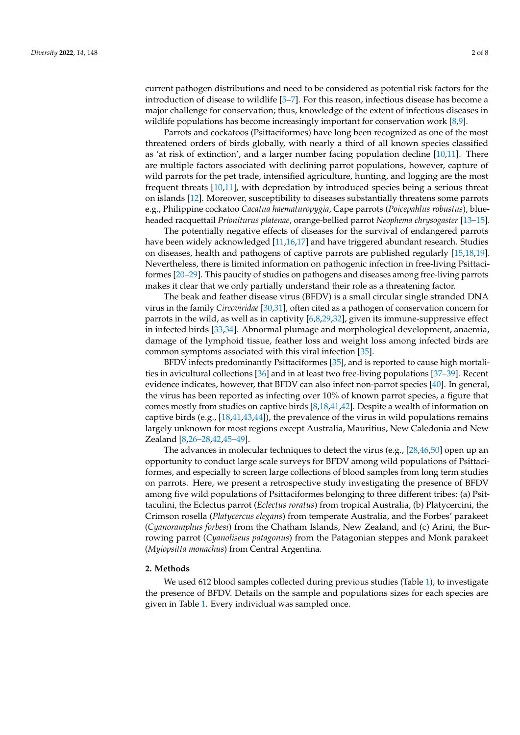current pathogen distributions and need to be considered as potential risk factors for the introduction of disease to wildlife [5–7]. For this reason, infectious disease has become a major challenge for conservation; thus, knowledge of the extent of infectious diseases in wildlife populations has become increasingly important for conservation work [8,9].

Parrots and cockatoos (Psittaciformes) have long been recognized as one of the most threatened orders of birds globally, with nearly a third of all known species classified as 'at risk of extinction', and a larger number facing population decline [10,11]. There are multiple factors associated with declining parrot populations, however, capture of wild parrots for the pet trade, intensified agriculture, hunting, and logging are the most frequent threats [10,11], with depredation by introduced species being a serious threat on islands [12]. Moreover, susceptibility to diseases substantially threatens some parrots e.g., Philippine cockatoo *Cacatua haematuropygia*, Cape parrots (*Poicepahlus robustus*), blue-headed racquettail *Prioniturus platenae*, orange-bellied parrot *Neophema chrysogaster* [13–15].

The potentially negative effects of diseases for the survival of endangered parrots have been widely acknowledged [11,16,17] and have triggered abundant research. Studies on diseases, health and pathogens of captive parrots are published regularly [15,18,19]. Nevertheless, there is limited information on pathogenic infection in free-living Psittaciformes [20–29]. This paucity of studies on pathogens and diseases among free-living parrots makes it clear that we only partially understand their role as a threatening factor.

The beak and feather disease virus (BFDV) is a small circular single stranded DNA virus in the family *Circoviridae* [30,31], often cited as a pathogen of conservation concern for parrots in the wild, as well as in captivity [6,8,29,32], given its immune-suppressive effect in infected birds [33,34]. Abnormal plumage and morphological development, anaemia, damage of the lymphoid tissue, feather loss and weight loss among infected birds are common symptoms associated with this viral infection [35].

BFDV infects predominantly Psittaciformes [35], and is reported to cause high mortalities in avicultural collections [36] and in at least two free-living populations [37–39]. Recent evidence indicates, however, that BFDV can also infect non-parrot species [40]. In general, the virus has been reported as infecting over 10% of known parrot species, a figure that comes mostly from studies on captive birds [8,18,41,42]. Despite a wealth of information on captive birds (e.g., [18,41,43,44]), the prevalence of the virus in wild populations remains largely unknown for most regions except Australia, Mauritius, New Caledonia and New Zealand [8,26–28,42,45–49].

The advances in molecular techniques to detect the virus (e.g., [28,46,50] open up an opportunity to conduct large scale surveys for BFDV among wild populations of Psittaciformes, and especially to screen large collections of blood samples from long term studies on parrots. Here, we present a retrospective study investigating the presence of BFDV among five wild populations of Psittaciformes belonging to three different tribes: (a) Psittaculini, the Eclectus parrot (*Eclectus roratus*) from tropical Australia, (b) Platycercini, the Crimson rosella (*Platycercus elegans*) from temperate Australia, and the Forbes' parakeet (*Cyanoramphus forbesi*) from the Chatham Islands, New Zealand, and (c) Arini, the Burrowing parrot (*Cyanoliseus patagonus*) from the Patagonian steppes and Monk parakeet (*Myiopsitta monachus*) from Central Argentina.

## 2. Methods

We used 612 blood samples collected during previous studies (Table 1), to investigate the presence of BFDV. Details on the sample and populations sizes for each species are given in Table 1. Every individual was sampled once.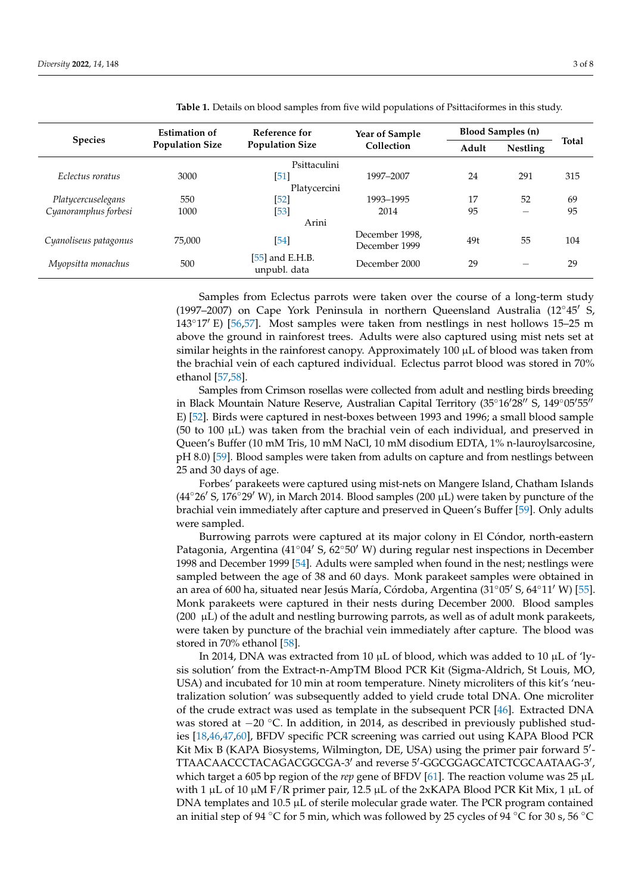**Table 1.** Details on blood samples from five wild populations of Psittaciformes in this study.

| Species | Estimation of Population Size | Reference for Population Size | Year of Sample Collection | Blood Samples (n) | | Total |
|---|---|---|---|---|---|---|
| | | | | Adult | Nestling | |
| | | Psittaculini | | | | |
| *Eclectus roratus* | 3000 | [51] | 1997–2007 | 24 | 291 | 315 |
| | | Platycercini | | | | |
| *Platycercuselegans* | 550 | [52] | 1993–1995 | 17 | 52 | 69 |
| *Cyanoramphus forbesi* | 1000 | [53] | 2014 | 95 | – | 95 |
| | | Arini | | | | |
| *Cyanoliseus patagonus* | 75,000 | [54] | December 1998, December 1999 | 49t | 55 | 104 |
| *Myopsitta monachus* | 500 | [55] and E.H.B. unpubl. data | December 2000 | 29 | – | 29 |

Samples from Eclectus parrots were taken over the course of a long-term study (1997–2007) on Cape York Peninsula in northern Queensland Australia (12°45′ S, 143°17′ E) [56,57]. Most samples were taken from nestlings in nest hollows 15–25 m above the ground in rainforest trees. Adults were also captured using mist nets set at similar heights in the rainforest canopy. Approximately 100 µL of blood was taken from the brachial vein of each captured individual. Eclectus parrot blood was stored in 70% ethanol [57,58].

Samples from Crimson rosellas were collected from adult and nestling birds breeding in Black Mountain Nature Reserve, Australian Capital Territory (35°16′28″ S, 149°05′55″ E) [52]. Birds were captured in nest-boxes between 1993 and 1996; a small blood sample (50 to 100 µL) was taken from the brachial vein of each individual, and preserved in Queen's Buffer (10 mM Tris, 10 mM NaCl, 10 mM disodium EDTA, 1% n-lauroylsarcosine, pH 8.0) [59]. Blood samples were taken from adults on capture and from nestlings between 25 and 30 days of age.

Forbes' parakeets were captured using mist-nets on Mangere Island, Chatham Islands (44°26′ S, 176°29′ W), in March 2014. Blood samples (200 µL) were taken by puncture of the brachial vein immediately after capture and preserved in Queen's Buffer [59]. Only adults were sampled.

Burrowing parrots were captured at its major colony in El Cóndor, north-eastern Patagonia, Argentina (41°04′ S, 62°50′ W) during regular nest inspections in December 1998 and December 1999 [54]. Adults were sampled when found in the nest; nestlings were sampled between the age of 38 and 60 days. Monk parakeet samples were obtained in an area of 600 ha, situated near Jesús María, Córdoba, Argentina (31°05′ S, 64°11′ W) [55]. Monk parakeets were captured in their nests during December 2000. Blood samples (200 µL) of the adult and nestling burrowing parrots, as well as of adult monk parakeets, were taken by puncture of the brachial vein immediately after capture. The blood was stored in 70% ethanol [58].

In 2014, DNA was extracted from 10 µL of blood, which was added to 10 µL of 'lysis solution' from the Extract-n-AmpTM Blood PCR Kit (Sigma-Aldrich, St Louis, MO, USA) and incubated for 10 min at room temperature. Ninety microliters of this kit's 'neutralization solution' was subsequently added to yield crude total DNA. One microliter of the crude extract was used as template in the subsequent PCR [46]. Extracted DNA was stored at −20 °C. In addition, in 2014, as described in previously published studies [18,46,47,60], BFDV specific PCR screening was carried out using KAPA Blood PCR Kit Mix B (KAPA Biosystems, Wilmington, DE, USA) using the primer pair forward 5′-TTAACAACCCTACAGACGGCGA-3′ and reverse 5′-GGCGGAGCATCTCGCAATAAG-3′, which target a 605 bp region of the *rep* gene of BFDV [61]. The reaction volume was 25 µL with 1 µL of 10 µM F/R primer pair, 12.5 µL of the 2xKAPA Blood PCR Kit Mix, 1 µL of DNA templates and 10.5 µL of sterile molecular grade water. The PCR program contained an initial step of 94 °C for 5 min, which was followed by 25 cycles of 94 °C for 30 s, 56 °C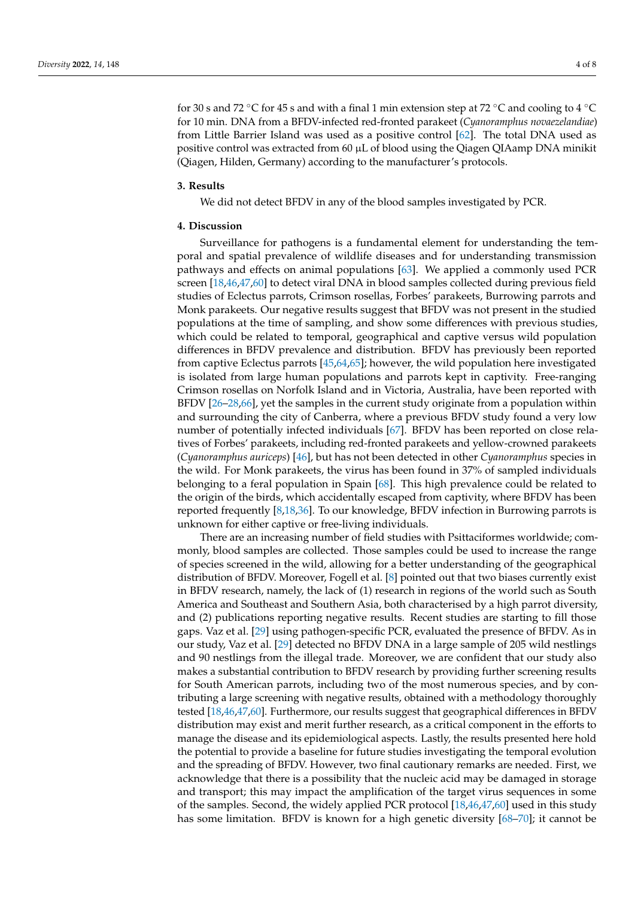for 30 s and 72 °C for 45 s and with a final 1 min extension step at 72 °C and cooling to 4 °C for 10 min. DNA from a BFDV-infected red-fronted parakeet (*Cyanoramphus novaezelandiae*) from Little Barrier Island was used as a positive control [62]. The total DNA used as positive control was extracted from 60 µL of blood using the Qiagen QIAamp DNA minikit (Qiagen, Hilden, Germany) according to the manufacturer's protocols.

## 3. Results

We did not detect BFDV in any of the blood samples investigated by PCR.

## 4. Discussion

Surveillance for pathogens is a fundamental element for understanding the temporal and spatial prevalence of wildlife diseases and for understanding transmission pathways and effects on animal populations [63]. We applied a commonly used PCR screen [18,46,47,60] to detect viral DNA in blood samples collected during previous field studies of Eclectus parrots, Crimson rosellas, Forbes' parakeets, Burrowing parrots and Monk parakeets. Our negative results suggest that BFDV was not present in the studied populations at the time of sampling, and show some differences with previous studies, which could be related to temporal, geographical and captive versus wild population differences in BFDV prevalence and distribution. BFDV has previously been reported from captive Eclectus parrots [45,64,65]; however, the wild population here investigated is isolated from large human populations and parrots kept in captivity. Free-ranging Crimson rosellas on Norfolk Island and in Victoria, Australia, have been reported with BFDV [26–28,66], yet the samples in the current study originate from a population within and surrounding the city of Canberra, where a previous BFDV study found a very low number of potentially infected individuals [67]. BFDV has been reported on close relatives of Forbes' parakeets, including red-fronted parakeets and yellow-crowned parakeets (*Cyanoramphus auriceps*) [46], but has not been detected in other *Cyanoramphus* species in the wild. For Monk parakeets, the virus has been found in 37% of sampled individuals belonging to a feral population in Spain [68]. This high prevalence could be related to the origin of the birds, which accidentally escaped from captivity, where BFDV has been reported frequently [8,18,36]. To our knowledge, BFDV infection in Burrowing parrots is unknown for either captive or free-living individuals.

There are an increasing number of field studies with Psittaciformes worldwide; commonly, blood samples are collected. Those samples could be used to increase the range of species screened in the wild, allowing for a better understanding of the geographical distribution of BFDV. Moreover, Fogell et al. [8] pointed out that two biases currently exist in BFDV research, namely, the lack of (1) research in regions of the world such as South America and Southeast and Southern Asia, both characterised by a high parrot diversity, and (2) publications reporting negative results. Recent studies are starting to fill those gaps. Vaz et al. [29] using pathogen-specific PCR, evaluated the presence of BFDV. As in our study, Vaz et al. [29] detected no BFDV DNA in a large sample of 205 wild nestlings and 90 nestlings from the illegal trade. Moreover, we are confident that our study also makes a substantial contribution to BFDV research by providing further screening results for South American parrots, including two of the most numerous species, and by contributing a large screening with negative results, obtained with a methodology thoroughly tested [18,46,47,60]. Furthermore, our results suggest that geographical differences in BFDV distribution may exist and merit further research, as a critical component in the efforts to manage the disease and its epidemiological aspects. Lastly, the results presented here hold the potential to provide a baseline for future studies investigating the temporal evolution and the spreading of BFDV. However, two final cautionary remarks are needed. First, we acknowledge that there is a possibility that the nucleic acid may be damaged in storage and transport; this may impact the amplification of the target virus sequences in some of the samples. Second, the widely applied PCR protocol [18,46,47,60] used in this study has some limitation. BFDV is known for a high genetic diversity [68–70]; it cannot be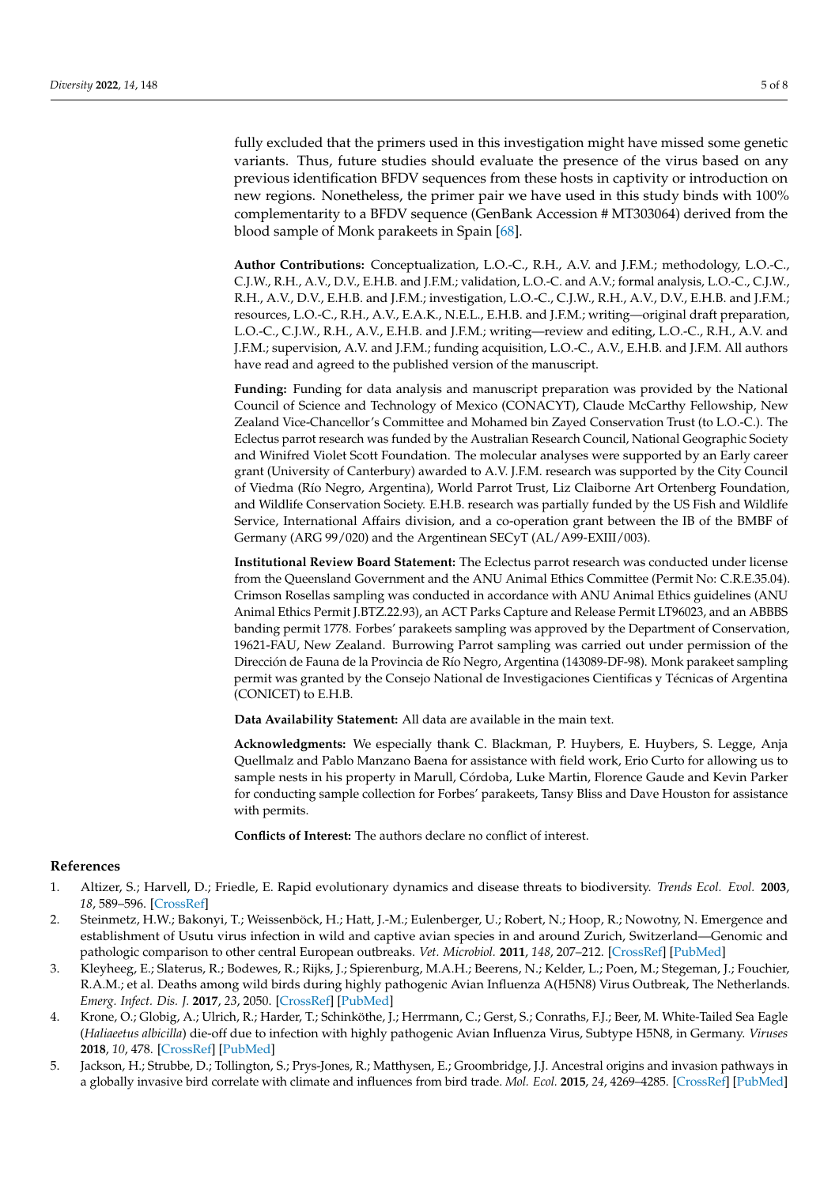fully excluded that the primers used in this investigation might have missed some genetic variants. Thus, future studies should evaluate the presence of the virus based on any previous identification BFDV sequences from these hosts in captivity or introduction on new regions. Nonetheless, the primer pair we have used in this study binds with 100% complementarity to a BFDV sequence (GenBank Accession # MT303064) derived from the blood sample of Monk parakeets in Spain [68].

**Author Contributions:** Conceptualization, L.O.-C., R.H., A.V. and J.F.M.; methodology, L.O.-C., C.J.W., R.H., A.V., D.V., E.H.B. and J.F.M.; validation, L.O.-C. and A.V.; formal analysis, L.O.-C., C.J.W., R.H., A.V., D.V., E.H.B. and J.F.M.; investigation, L.O.-C., C.J.W., R.H., A.V., D.V., E.H.B. and J.F.M.; resources, L.O.-C., R.H., A.V., E.A.K., N.E.L., E.H.B. and J.F.M.; writing—original draft preparation, L.O.-C., C.J.W., R.H., A.V., E.H.B. and J.F.M.; writing—review and editing, L.O.-C., R.H., A.V. and J.F.M.; supervision, A.V. and J.F.M.; funding acquisition, L.O.-C., A.V., E.H.B. and J.F.M. All authors have read and agreed to the published version of the manuscript.

**Funding:** Funding for data analysis and manuscript preparation was provided by the National Council of Science and Technology of Mexico (CONACYT), Claude McCarthy Fellowship, New Zealand Vice-Chancellor's Committee and Mohamed bin Zayed Conservation Trust (to L.O.-C.). The Eclectus parrot research was funded by the Australian Research Council, National Geographic Society and Winifred Violet Scott Foundation. The molecular analyses were supported by an Early career grant (University of Canterbury) awarded to A.V. J.F.M. research was supported by the City Council of Viedma (Río Negro, Argentina), World Parrot Trust, Liz Claiborne Art Ortenberg Foundation, and Wildlife Conservation Society. E.H.B. research was partially funded by the US Fish and Wildlife Service, International Affairs division, and a co-operation grant between the IB of the BMBF of Germany (ARG 99/020) and the Argentinean SECyT (AL/A99-EXIII/003).

**Institutional Review Board Statement:** The Eclectus parrot research was conducted under license from the Queensland Government and the ANU Animal Ethics Committee (Permit No: C.R.E.35.04). Crimson Rosellas sampling was conducted in accordance with ANU Animal Ethics guidelines (ANU Animal Ethics Permit J.BTZ.22.93), an ACT Parks Capture and Release Permit LT96023, and an ABBBS banding permit 1778. Forbes' parakeets sampling was approved by the Department of Conservation, 19621-FAU, New Zealand. Burrowing Parrot sampling was carried out under permission of the Dirección de Fauna de la Provincia de Río Negro, Argentina (143089-DF-98). Monk parakeet sampling permit was granted by the Consejo National de Investigaciones Cientificas y Técnicas of Argentina (CONICET) to E.H.B.

**Data Availability Statement:** All data are available in the main text.

**Acknowledgments:** We especially thank C. Blackman, P. Huybers, E. Huybers, S. Legge, Anja Quellmalz and Pablo Manzano Baena for assistance with field work, Erio Curto for allowing us to sample nests in his property in Marull, Córdoba, Luke Martin, Florence Gaude and Kevin Parker for conducting sample collection for Forbes' parakeets, Tansy Bliss and Dave Houston for assistance with permits.

**Conflicts of Interest:** The authors declare no conflict of interest.

## References

1. Altizer, S.; Harvell, D.; Friedle, E. Rapid evolutionary dynamics and disease threats to biodiversity. *Trends Ecol. Evol.* **2003**, *18*, 589–596. [CrossRef]
2. Steinmetz, H.W.; Bakonyi, T.; Weissenböck, H.; Hatt, J.-M.; Eulenberger, U.; Robert, N.; Hoop, R.; Nowotny, N. Emergence and establishment of Usutu virus infection in wild and captive avian species in and around Zurich, Switzerland—Genomic and pathologic comparison to other central European outbreaks. *Vet. Microbiol.* **2011**, *148*, 207–212. [CrossRef] [PubMed]
3. Kleyheeg, E.; Slaterus, R.; Bodewes, R.; Rijks, J.; Spierenburg, M.A.H.; Beerens, N.; Kelder, L.; Poen, M.; Stegeman, J.; Fouchier, R.A.M.; et al. Deaths among wild birds during highly pathogenic Avian Influenza A(H5N8) Virus Outbreak, The Netherlands. *Emerg. Infect. Dis. J.* **2017**, *23*, 2050. [CrossRef] [PubMed]
4. Krone, O.; Globig, A.; Ulrich, R.; Harder, T.; Schinköthe, J.; Herrmann, C.; Gerst, S.; Conraths, F.J.; Beer, M. White-Tailed Sea Eagle (*Haliaeetus albicilla*) die-off due to infection with highly pathogenic Avian Influenza Virus, Subtype H5N8, in Germany. *Viruses* **2018**, *10*, 478. [CrossRef] [PubMed]
5. Jackson, H.; Strubbe, D.; Tollington, S.; Prys-Jones, R.; Matthysen, E.; Groombridge, J.J. Ancestral origins and invasion pathways in a globally invasive bird correlate with climate and influences from bird trade. *Mol. Ecol.* **2015**, *24*, 4269–4285. [CrossRef] [PubMed]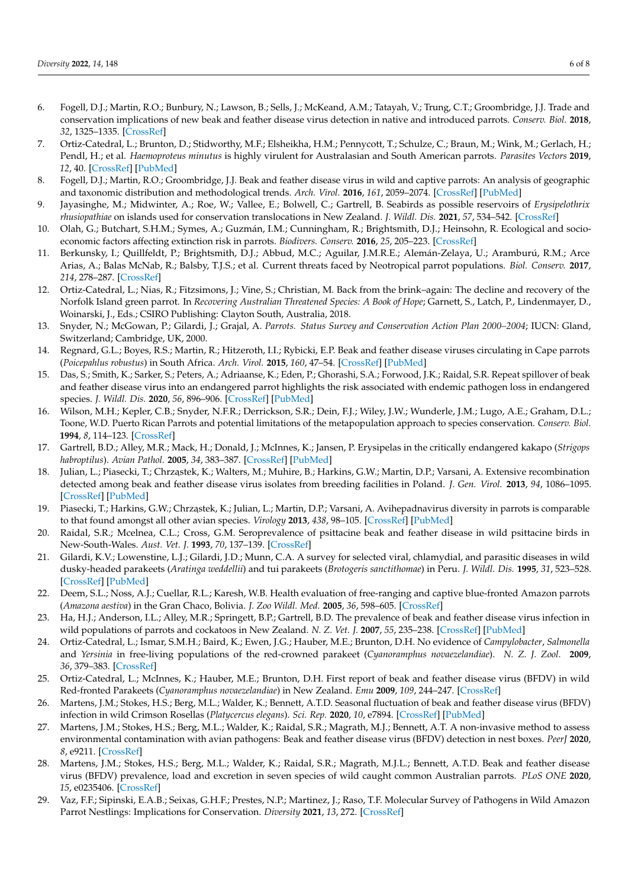6. Fogell, D.J.; Martin, R.O.; Bunbury, N.; Lawson, B.; Sells, J.; McKeand, A.M.; Tatayah, V.; Trung, C.T.; Groombridge, J.J. Trade and conservation implications of new beak and feather disease virus detection in native and introduced parrots. *Conserv. Biol.* **2018**, *32*, 1325–1335. [CrossRef]
7. Ortiz-Catedral, L.; Brunton, D.; Stidworthy, M.F.; Elsheikha, H.M.; Pennycott, T.; Schulze, C.; Braun, M.; Wink, M.; Gerlach, H.; Pendl, H.; et al. *Haemoproteus minutus* is highly virulent for Australasian and South American parrots. *Parasites Vectors* **2019**, *12*, 40. [CrossRef] [PubMed]
8. Fogell, D.J.; Martin, R.O.; Groombridge, J.J. Beak and feather disease virus in wild and captive parrots: An analysis of geographic and taxonomic distribution and methodological trends. *Arch. Virol.* **2016**, *161*, 2059–2074. [CrossRef] [PubMed]
9. Jayasinghe, M.; Midwinter, A.; Roe, W.; Vallee, E.; Bolwell, C.; Gartrell, B. Seabirds as possible reservoirs of *Erysipelothrix rhusiopathiae* on islands used for conservation translocations in New Zealand. *J. Wildl. Dis.* **2021**, *57*, 534–542. [CrossRef]
10. Olah, G.; Butchart, S.H.M.; Symes, A.; Guzmán, I.M.; Cunningham, R.; Brightsmith, D.J.; Heinsohn, R. Ecological and socio-economic factors affecting extinction risk in parrots. *Biodivers. Conserv.* **2016**, *25*, 205–223. [CrossRef]
11. Berkunsky, I.; Quillfeldt, P.; Brightsmith, D.J.; Abbud, M.C.; Aguilar, J.M.R.E.; Alemán-Zelaya, U.; Aramburú, R.M.; Arce Arias, A.; Balas McNab, R.; Balsby, T.J.S.; et al. Current threats faced by Neotropical parrot populations. *Biol. Conserv.* **2017**, *214*, 278–287. [CrossRef]
12. Ortiz-Catedral, L.; Nias, R.; Fitzsimons, J.; Vine, S.; Christian, M. Back from the brink–again: The decline and recovery of the Norfolk Island green parrot. In *Recovering Australian Threatened Species: A Book of Hope*; Garnett, S., Latch, P., Lindenmayer, D., Woinarski, J., Eds.; CSIRO Publishing: Clayton South, Australia, 2018.
13. Snyder, N.; McGowan, P.; Gilardi, J.; Grajal, A. *Parrots. Status Survey and Conservation Action Plan 2000–2004*; IUCN: Gland, Switzerland; Cambridge, UK, 2000.
14. Regnard, G.L.; Boyes, R.S.; Martin, R.; Hitzeroth, I.I.; Rybicki, E.P. Beak and feather disease viruses circulating in Cape parrots (*Poicepahlus robustus*) in South Africa. *Arch. Virol.* **2015**, *160*, 47–54. [CrossRef] [PubMed]
15. Das, S.; Smith, K.; Sarker, S.; Peters, A.; Adriaanse, K.; Eden, P.; Ghorashi, S.A.; Forwood, J.K.; Raidal, S.R. Repeat spillover of beak and feather disease virus into an endangered parrot highlights the risk associated with endemic pathogen loss in endangered species. *J. Wildl. Dis.* **2020**, *56*, 896–906. [CrossRef] [PubMed]
16. Wilson, M.H.; Kepler, C.B.; Snyder, N.F.R.; Derrickson, S.R.; Dein, F.J.; Wiley, J.W.; Wunderle, J.M.; Lugo, A.E.; Graham, D.L.; Toone, W.D. Puerto Rican Parrots and potential limitations of the metapopulation approach to species conservation. *Conserv. Biol.* **1994**, *8*, 114–123. [CrossRef]
17. Gartrell, B.D.; Alley, M.R.; Mack, H.; Donald, J.; McInnes, K.; Jansen, P. Erysipelas in the critically endangered kakapo (*Strigops habroptilus*). *Avian Pathol.* **2005**, *34*, 383–387. [CrossRef] [PubMed]
18. Julian, L.; Piasecki, T.; Chrząstek, K.; Walters, M.; Muhire, B.; Harkins, G.W.; Martin, D.P.; Varsani, A. Extensive recombination detected among beak and feather disease virus isolates from breeding facilities in Poland. *J. Gen. Virol.* **2013**, *94*, 1086–1095. [CrossRef] [PubMed]
19. Piasecki, T.; Harkins, G.W.; Chrząstek, K.; Julian, L.; Martin, D.P.; Varsani, A. Avihepadnavirus diversity in parrots is comparable to that found amongst all other avian species. *Virology* **2013**, *438*, 98–105. [CrossRef] [PubMed]
20. Raidal, S.R.; Mcelnea, C.L.; Cross, G.M. Seroprevalence of psittacine beak and feather disease in wild psittacine birds in New-South-Wales. *Aust. Vet. J.* **1993**, *70*, 137–139. [CrossRef]
21. Gilardi, K.V.; Lowenstine, L.J.; Gilardi, J.D.; Munn, C.A. A survey for selected viral, chlamydial, and parasitic diseases in wild dusky-headed parakeets (*Aratinga weddellii*) and tui parakeets (*Brotogeris sanctithomae*) in Peru. *J. Wildl. Dis.* **1995**, *31*, 523–528. [CrossRef] [PubMed]
22. Deem, S.L.; Noss, A.J.; Cuellar, R.L.; Karesh, W.B. Health evaluation of free-ranging and captive blue-fronted Amazon parrots (*Amazona aestiva*) in the Gran Chaco, Bolivia. *J. Zoo Wildl. Med.* **2005**, *36*, 598–605. [CrossRef]
23. Ha, H.J.; Anderson, I.L.; Alley, M.R.; Springett, B.P.; Gartrell, B.D. The prevalence of beak and feather disease virus infection in wild populations of parrots and cockatoos in New Zealand. *N. Z. Vet. J.* **2007**, *55*, 235–238. [CrossRef] [PubMed]
24. Ortiz-Catedral, L.; Ismar, S.M.H.; Baird, K.; Ewen, J.G.; Hauber, M.E.; Brunton, D.H. No evidence of *Campylobacter*, *Salmonella* and *Yersinia* in free-living populations of the red-crowned parakeet (*Cyanoramphus novaezelandiae*). *N. Z. J. Zool.* **2009**, *36*, 379–383. [CrossRef]
25. Ortiz-Catedral, L.; McInnes, K.; Hauber, M.E.; Brunton, D.H. First report of beak and feather disease virus (BFDV) in wild Red-fronted Parakeets (*Cyanoramphus novaezelandiae*) in New Zealand. *Emu* **2009**, *109*, 244–247. [CrossRef]
26. Martens, J.M.; Stokes, H.S.; Berg, M.L.; Walder, K.; Bennett, A.T.D. Seasonal fluctuation of beak and feather disease virus (BFDV) infection in wild Crimson Rosellas (*Platycercus elegans*). *Sci. Rep.* **2020**, *10*, e7894. [CrossRef] [PubMed]
27. Martens, J.M.; Stokes, H.S.; Berg, M.L.; Walder, K.; Raidal, S.R.; Magrath, M.J.; Bennett, A.T. A non-invasive method to assess environmental contamination with avian pathogens: Beak and feather disease virus (BFDV) detection in nest boxes. *PeerJ* **2020**, *8*, e9211. [CrossRef]
28. Martens, J.M.; Stokes, H.S.; Berg, M.L.; Walder, K.; Raidal, S.R.; Magrath, M.J.L.; Bennett, A.T.D. Beak and feather disease virus (BFDV) prevalence, load and excretion in seven species of wild caught common Australian parrots. *PLoS ONE* **2020**, *15*, e0235406. [CrossRef]
29. Vaz, F.F.; Sipinski, E.A.B.; Seixas, G.H.F.; Prestes, N.P.; Martinez, J.; Raso, T.F. Molecular Survey of Pathogens in Wild Amazon Parrot Nestlings: Implications for Conservation. *Diversity* **2021**, *13*, 272. [CrossRef]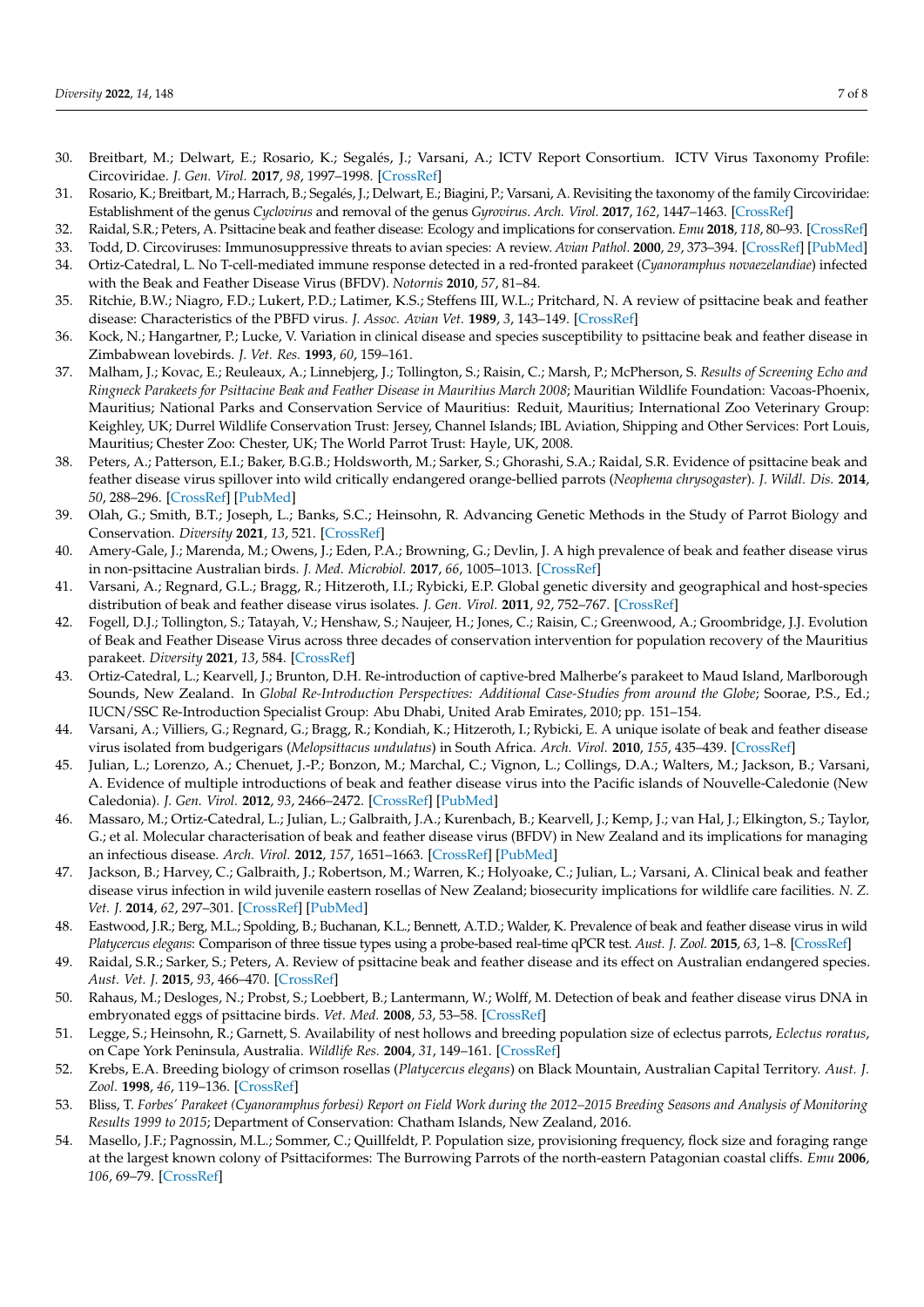30. Breitbart, M.; Delwart, E.; Rosario, K.; Segalés, J.; Varsani, A.; ICTV Report Consortium. ICTV Virus Taxonomy Profile: Circoviridae. *J. Gen. Virol.* **2017**, *98*, 1997–1998. [CrossRef]
31. Rosario, K.; Breitbart, M.; Harrach, B.; Segalés, J.; Delwart, E.; Biagini, P.; Varsani, A. Revisiting the taxonomy of the family Circoviridae: Establishment of the genus *Cyclovirus* and removal of the genus *Gyrovirus*. *Arch. Virol.* **2017**, *162*, 1447–1463. [CrossRef]
32. Raidal, S.R.; Peters, A. Psittacine beak and feather disease: Ecology and implications for conservation. *Emu* **2018**, *118*, 80–93. [CrossRef]
33. Todd, D. Circoviruses: Immunosuppressive threats to avian species: A review. *Avian Pathol.* **2000**, *29*, 373–394. [CrossRef] [PubMed]
34. Ortiz-Catedral, L. No T-cell-mediated immune response detected in a red-fronted parakeet (*Cyanoramphus novaezelandiae*) infected with the Beak and Feather Disease Virus (BFDV). *Notornis* **2010**, *57*, 81–84.
35. Ritchie, B.W.; Niagro, F.D.; Lukert, P.D.; Latimer, K.S.; Steffens III, W.L.; Pritchard, N. A review of psittacine beak and feather disease: Characteristics of the PBFD virus. *J. Assoc. Avian Vet.* **1989**, *3*, 143–149. [CrossRef]
36. Kock, N.; Hangartner, P.; Lucke, V. Variation in clinical disease and species susceptibility to psittacine beak and feather disease in Zimbabwean lovebirds. *J. Vet. Res.* **1993**, *60*, 159–161.
37. Malham, J.; Kovac, E.; Reuleaux, A.; Linnebjerg, J.; Tollington, S.; Raisin, C.; Marsh, P.; McPherson, S. *Results of Screening Echo and Ringneck Parakeets for Psittacine Beak and Feather Disease in Mauritius March 2008*; Mauritian Wildlife Foundation: Vacoas-Phoenix, Mauritius; National Parks and Conservation Service of Mauritius: Reduit, Mauritius; International Zoo Veterinary Group: Keighley, UK; Durrel Wildlife Conservation Trust: Jersey, Channel Islands; IBL Aviation, Shipping and Other Services: Port Louis, Mauritius; Chester Zoo: Chester, UK; The World Parrot Trust: Hayle, UK, 2008.
38. Peters, A.; Patterson, E.I.; Baker, B.G.B.; Holdsworth, M.; Sarker, S.; Ghorashi, S.A.; Raidal, S.R. Evidence of psittacine beak and feather disease virus spillover into wild critically endangered orange-bellied parrots (*Neophema chrysogaster*). *J. Wildl. Dis.* **2014**, *50*, 288–296. [CrossRef] [PubMed]
39. Olah, G.; Smith, B.T.; Joseph, L.; Banks, S.C.; Heinsohn, R. Advancing Genetic Methods in the Study of Parrot Biology and Conservation. *Diversity* **2021**, *13*, 521. [CrossRef]
40. Amery-Gale, J.; Marenda, M.; Owens, J.; Eden, P.A.; Browning, G.; Devlin, J. A high prevalence of beak and feather disease virus in non-psittacine Australian birds. *J. Med. Microbiol.* **2017**, *66*, 1005–1013. [CrossRef]
41. Varsani, A.; Regnard, G.L.; Bragg, R.; Hitzeroth, I.I.; Rybicki, E.P. Global genetic diversity and geographical and host-species distribution of beak and feather disease virus isolates. *J. Gen. Virol.* **2011**, *92*, 752–767. [CrossRef]
42. Fogell, D.J.; Tollington, S.; Tatayah, V.; Henshaw, S.; Naujeer, H.; Jones, C.; Raisin, C.; Greenwood, A.; Groombridge, J.J. Evolution of Beak and Feather Disease Virus across three decades of conservation intervention for population recovery of the Mauritius parakeet. *Diversity* **2021**, *13*, 584. [CrossRef]
43. Ortiz-Catedral, L.; Kearvell, J.; Brunton, D.H. Re-introduction of captive-bred Malherbe's parakeet to Maud Island, Marlborough Sounds, New Zealand. In *Global Re-Introduction Perspectives: Additional Case-Studies from around the Globe*; Soorae, P.S., Ed.; IUCN/SSC Re-Introduction Specialist Group: Abu Dhabi, United Arab Emirates, 2010; pp. 151–154.
44. Varsani, A.; Villiers, G.; Regnard, G.; Bragg, R.; Kondiah, K.; Hitzeroth, I.; Rybicki, E. A unique isolate of beak and feather disease virus isolated from budgerigars (*Melopsittacus undulatus*) in South Africa. *Arch. Virol.* **2010**, *155*, 435–439. [CrossRef]
45. Julian, L.; Lorenzo, A.; Chenuet, J.-P.; Bonzon, M.; Marchal, C.; Vignon, L.; Collings, D.A.; Walters, M.; Jackson, B.; Varsani, A. Evidence of multiple introductions of beak and feather disease virus into the Pacific islands of Nouvelle-Caledonie (New Caledonia). *J. Gen. Virol.* **2012**, *93*, 2466–2472. [CrossRef] [PubMed]
46. Massaro, M.; Ortiz-Catedral, L.; Julian, L.; Galbraith, J.A.; Kurenbach, B.; Kearvell, J.; Kemp, J.; van Hal, J.; Elkington, S.; Taylor, G.; et al. Molecular characterisation of beak and feather disease virus (BFDV) in New Zealand and its implications for managing an infectious disease. *Arch. Virol.* **2012**, *157*, 1651–1663. [CrossRef] [PubMed]
47. Jackson, B.; Harvey, C.; Galbraith, J.; Robertson, M.; Warren, K.; Holyoake, C.; Julian, L.; Varsani, A. Clinical beak and feather disease virus infection in wild juvenile eastern rosellas of New Zealand; biosecurity implications for wildlife care facilities. *N. Z. Vet. J.* **2014**, *62*, 297–301. [CrossRef] [PubMed]
48. Eastwood, J.R.; Berg, M.L.; Spolding, B.; Buchanan, K.L.; Bennett, A.T.D.; Walder, K. Prevalence of beak and feather disease virus in wild *Platycercus elegans*: Comparison of three tissue types using a probe-based real-time qPCR test. *Aust. J. Zool.* **2015**, *63*, 1–8. [CrossRef]
49. Raidal, S.R.; Sarker, S.; Peters, A. Review of psittacine beak and feather disease and its effect on Australian endangered species. *Aust. Vet. J.* **2015**, *93*, 466–470. [CrossRef]
50. Rahaus, M.; Desloges, N.; Probst, S.; Loebbert, B.; Lantermann, W.; Wolff, M. Detection of beak and feather disease virus DNA in embryonated eggs of psittacine birds. *Vet. Med.* **2008**, *53*, 53–58. [CrossRef]
51. Legge, S.; Heinsohn, R.; Garnett, S. Availability of nest hollows and breeding population size of eclectus parrots, *Eclectus roratus*, on Cape York Peninsula, Australia. *Wildlife Res.* **2004**, *31*, 149–161. [CrossRef]
52. Krebs, E.A. Breeding biology of crimson rosellas (*Platycercus elegans*) on Black Mountain, Australian Capital Territory. *Aust. J. Zool.* **1998**, *46*, 119–136. [CrossRef]
53. Bliss, T. *Forbes' Parakeet (Cyanoramphus forbesi) Report on Field Work during the 2012–2015 Breeding Seasons and Analysis of Monitoring Results 1999 to 2015*; Department of Conservation: Chatham Islands, New Zealand, 2016.
54. Masello, J.F.; Pagnossin, M.L.; Sommer, C.; Quillfeldt, P. Population size, provisioning frequency, flock size and foraging range at the largest known colony of Psittaciformes: The Burrowing Parrots of the north-eastern Patagonian coastal cliffs. *Emu* **2006**, *106*, 69–79. [CrossRef]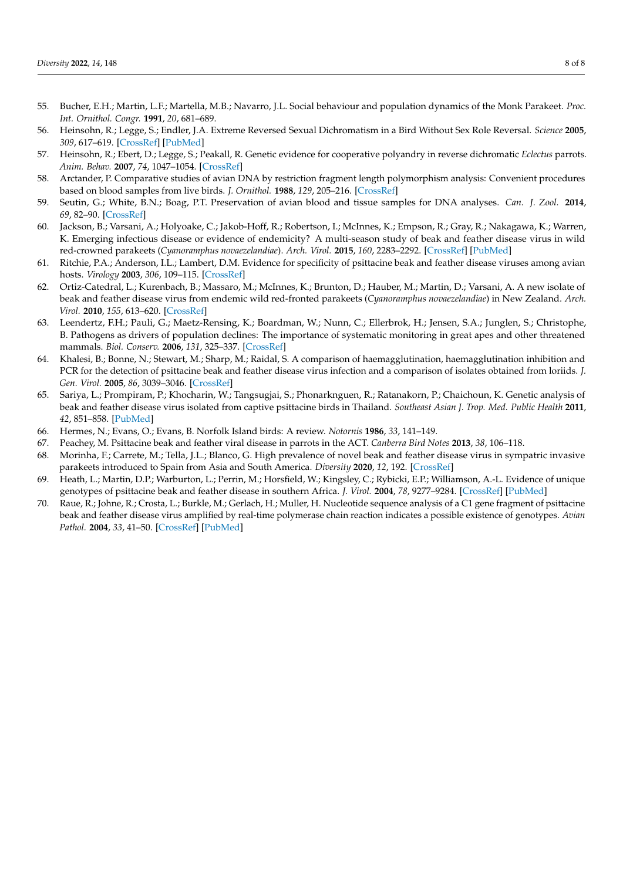55. Bucher, E.H.; Martin, L.F.; Martella, M.B.; Navarro, J.L. Social behaviour and population dynamics of the Monk Parakeet. *Proc. Int. Ornithol. Congr.* **1991**, *20*, 681–689.
56. Heinsohn, R.; Legge, S.; Endler, J.A. Extreme Reversed Sexual Dichromatism in a Bird Without Sex Role Reversal. *Science* **2005**, *309*, 617–619. [CrossRef] [PubMed]
57. Heinsohn, R.; Ebert, D.; Legge, S.; Peakall, R. Genetic evidence for cooperative polyandry in reverse dichromatic *Eclectus* parrots. *Anim. Behav.* **2007**, *74*, 1047–1054. [CrossRef]
58. Arctander, P. Comparative studies of avian DNA by restriction fragment length polymorphism analysis: Convenient procedures based on blood samples from live birds. *J. Ornithol.* **1988**, *129*, 205–216. [CrossRef]
59. Seutin, G.; White, B.N.; Boag, P.T. Preservation of avian blood and tissue samples for DNA analyses. *Can. J. Zool.* **2014**, *69*, 82–90. [CrossRef]
60. Jackson, B.; Varsani, A.; Holyoake, C.; Jakob-Hoff, R.; Robertson, I.; McInnes, K.; Empson, R.; Gray, R.; Nakagawa, K.; Warren, K. Emerging infectious disease or evidence of endemicity? A multi-season study of beak and feather disease virus in wild red-crowned parakeets (*Cyanoramphus novaezelandiae*). *Arch. Virol.* **2015**, *160*, 2283–2292. [CrossRef] [PubMed]
61. Ritchie, P.A.; Anderson, I.L.; Lambert, D.M. Evidence for specificity of psittacine beak and feather disease viruses among avian hosts. *Virology* **2003**, *306*, 109–115. [CrossRef]
62. Ortiz-Catedral, L.; Kurenbach, B.; Massaro, M.; McInnes, K.; Brunton, D.; Hauber, M.; Martin, D.; Varsani, A. A new isolate of beak and feather disease virus from endemic wild red-fronted parakeets (*Cyanoramphus novaezelandiae*) in New Zealand. *Arch. Virol.* **2010**, *155*, 613–620. [CrossRef]
63. Leendertz, F.H.; Pauli, G.; Maetz-Rensing, K.; Boardman, W.; Nunn, C.; Ellerbrok, H.; Jensen, S.A.; Junglen, S.; Christophe, B. Pathogens as drivers of population declines: The importance of systematic monitoring in great apes and other threatened mammals. *Biol. Conserv.* **2006**, *131*, 325–337. [CrossRef]
64. Khalesi, B.; Bonne, N.; Stewart, M.; Sharp, M.; Raidal, S. A comparison of haemagglutination, haemagglutination inhibition and PCR for the detection of psittacine beak and feather disease virus infection and a comparison of isolates obtained from loriids. *J. Gen. Virol.* **2005**, *86*, 3039–3046. [CrossRef]
65. Sariya, L.; Prompiram, P.; Khocharin, W.; Tangsugjai, S.; Phonarknguen, R.; Ratanakorn, P.; Chaichoun, K. Genetic analysis of beak and feather disease virus isolated from captive psittacine birds in Thailand. *Southeast Asian J. Trop. Med. Public Health* **2011**, *42*, 851–858. [PubMed]
66. Hermes, N.; Evans, O.; Evans, B. Norfolk Island birds: A review. *Notornis* **1986**, *33*, 141–149.
67. Peachey, M. Psittacine beak and feather viral disease in parrots in the ACT. *Canberra Bird Notes* **2013**, *38*, 106–118.
68. Morinha, F.; Carrete, M.; Tella, J.L.; Blanco, G. High prevalence of novel beak and feather disease virus in sympatric invasive parakeets introduced to Spain from Asia and South America. *Diversity* **2020**, *12*, 192. [CrossRef]
69. Heath, L.; Martin, D.P.; Warburton, L.; Perrin, M.; Horsfield, W.; Kingsley, C.; Rybicki, E.P.; Williamson, A.-L. Evidence of unique genotypes of psittacine beak and feather disease in southern Africa. *J. Virol.* **2004**, *78*, 9277–9284. [CrossRef] [PubMed]
70. Raue, R.; Johne, R.; Crosta, L.; Burkle, M.; Gerlach, H.; Muller, H. Nucleotide sequence analysis of a C1 gene fragment of psittacine beak and feather disease virus amplified by real-time polymerase chain reaction indicates a possible existence of genotypes. *Avian Pathol.* **2004**, *33*, 41–50. [CrossRef] [PubMed]